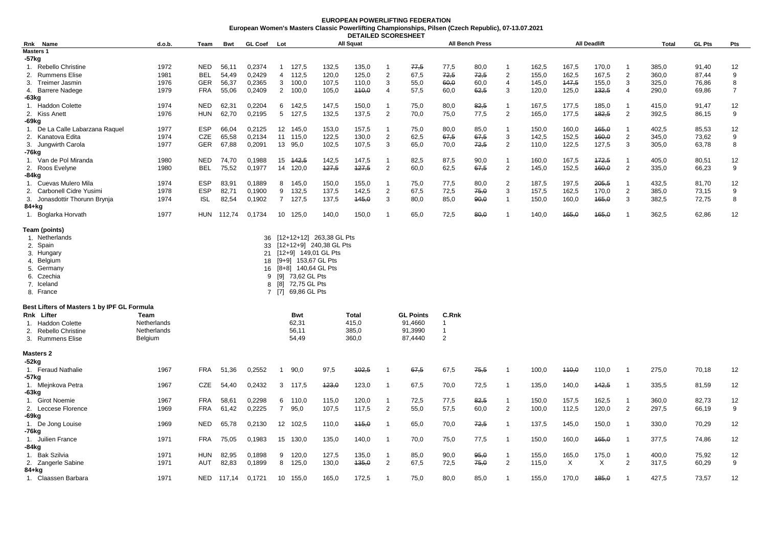# EUROPEAN POWERLIFTING FEDERATION

## European Women's Masters Classic Powerlifting Championships, Pilsen (Czech Republic), 07-13.07.2021

### DETAILED SCORESHEET

## Masters 1

| Rnk | Name | d.o.b. | Team | Bwt | GL Coef | Lot | All Squat | | | | All Bench Press | | | | All Deadlift | | | | Total | GL Pts | Pts |
|---|---|---|---|---|---|---|---|---|---|---|---|---|---|---|---|---|---|---|---|---|---|
| **-57kg** | | | | | | | | | | | | | | | | | | | | | |
| 1. | Rebello Christine | 1972 | NED | 56,11 | 0,2374 | 1 | 127,5 | 132,5 | 135,0 | 1 | ~~77,5~~ | 77,5 | 80,0 | 1 | 162,5 | 167,5 | 170,0 | 1 | 385,0 | 91,40 | 12 |
| 2. | Rummens Elise | 1981 | BEL | 54,49 | 0,2429 | 4 | 112,5 | 120,0 | 125,0 | 2 | 67,5 | ~~72,5~~ | ~~72,5~~ | 2 | 155,0 | 162,5 | 167,5 | 2 | 360,0 | 87,44 | 9 |
| 3. | Treimer Jasmin | 1976 | GER | 56,37 | 0,2365 | 3 | 100,0 | 107,5 | 110,0 | 3 | 55,0 | ~~60,0~~ | 60,0 | 4 | 145,0 | ~~147,5~~ | 155,0 | 3 | 325,0 | 76,86 | 8 |
| 4. | Barrere Nadege | 1979 | FRA | 55,06 | 0,2409 | 2 | 100,0 | 105,0 | ~~110,0~~ | 4 | 57,5 | 60,0 | ~~62,5~~ | 3 | 120,0 | 125,0 | ~~132,5~~ | 4 | 290,0 | 69,86 | 7 |
| **-63kg** | | | | | | | | | | | | | | | | | | | | | |
| 1. | Haddon Colette | 1974 | NED | 62,31 | 0,2204 | 6 | 142,5 | 147,5 | 150,0 | 1 | 75,0 | 80,0 | ~~82,5~~ | 1 | 167,5 | 177,5 | 185,0 | 1 | 415,0 | 91,47 | 12 |
| 2. | Kiss Anett | 1976 | HUN | 62,70 | 0,2195 | 5 | 127,5 | 132,5 | 137,5 | 2 | 70,0 | 75,0 | 77,5 | 2 | 165,0 | 177,5 | ~~182,5~~ | 2 | 392,5 | 86,15 | 9 |
| **-69kg** | | | | | | | | | | | | | | | | | | | | | |
| 1. | De La Calle Labarzana Raquel | 1977 | ESP | 66,04 | 0,2125 | 12 | 145,0 | 153,0 | 157,5 | 1 | 75,0 | 80,0 | 85,0 | 1 | 150,0 | 160,0 | ~~165,0~~ | 1 | 402,5 | 85,53 | 12 |
| 2. | Kanatova Edita | 1974 | CZE | 65,58 | 0,2134 | 11 | 115,0 | 122,5 | 130,0 | 2 | 62,5 | ~~67,5~~ | ~~67,5~~ | 3 | 142,5 | 152,5 | ~~160,0~~ | 2 | 345,0 | 73,62 | 9 |
| 3. | Jungwirth Carola | 1977 | GER | 67,88 | 0,2091 | 13 | 95,0 | 102,5 | 107,5 | 3 | 65,0 | 70,0 | ~~72,5~~ | 2 | 110,0 | 122,5 | 127,5 | 3 | 305,0 | 63,78 | 8 |
| **-76kg** | | | | | | | | | | | | | | | | | | | | | |
| 1. | Van de Pol Miranda | 1980 | NED | 74,70 | 0,1988 | 15 | ~~142,5~~ | 142,5 | 147,5 | 1 | 82,5 | 87,5 | 90,0 | 1 | 160,0 | 167,5 | ~~172,5~~ | 1 | 405,0 | 80,51 | 12 |
| 2. | Roos Evelyne | 1980 | BEL | 75,52 | 0,1977 | 14 | 120,0 | ~~127,5~~ | ~~127,5~~ | 2 | 60,0 | 62,5 | ~~67,5~~ | 2 | 145,0 | 152,5 | ~~160,0~~ | 2 | 335,0 | 66,23 | 9 |
| **-84kg** | | | | | | | | | | | | | | | | | | | | | |
| 1. | Cuevas Mulero Mila | 1974 | ESP | 83,91 | 0,1889 | 8 | 145,0 | 150,0 | 155,0 | 1 | 75,0 | 77,5 | 80,0 | 2 | 187,5 | 197,5 | ~~205,5~~ | 1 | 432,5 | 81,70 | 12 |
| 2. | Carbonell Cidre Yusimi | 1978 | ESP | 82,71 | 0,1900 | 9 | 132,5 | 137,5 | 142,5 | 2 | 67,5 | 72,5 | ~~75,0~~ | 3 | 157,5 | 162,5 | 170,0 | 2 | 385,0 | 73,15 | 9 |
| 3. | Jonasdottir Thorunn Brynja | 1974 | ISL | 82,54 | 0,1902 | 7 | 127,5 | 137,5 | ~~145,0~~ | 3 | 80,0 | 85,0 | ~~90,0~~ | 1 | 150,0 | 160,0 | ~~165,0~~ | 3 | 382,5 | 72,75 | 8 |
| **84+kg** | | | | | | | | | | | | | | | | | | | | | |
| 1. | Boglarka Horvath | 1977 | HUN | 112,74 | 0,1734 | 10 | 125,0 | 140,0 | 150,0 | 1 | 65,0 | 72,5 | ~~80,0~~ | 1 | 140,0 | ~~165,0~~ | ~~165,0~~ | 1 | 362,5 | 62,86 | 12 |

**Team (points)**

| Rnk | Team | Points | Details |
|---|---|---|---|
| 1. | Netherlands | 36 | [12+12+12] 263,38 GL Pts |
| 2. | Spain | 33 | [12+12+9] 240,38 GL Pts |
| 3. | Hungary | 21 | [12+9] 149,01 GL Pts |
| 4. | Belgium | 18 | [9+9] 153,67 GL Pts |
| 5. | Germany | 16 | [8+8] 140,64 GL Pts |
| 6. | Czechia | 9 | [9] 73,62 GL Pts |
| 7. | Iceland | 8 | [8] 72,75 GL Pts |
| 8. | France | 7 | [7] 69,86 GL Pts |

**Best Lifters of Masters 1 by IPF GL Formula**

| Rnk | Lifter | Team | Bwt | Total | GL Points | C.Rnk |
|---|---|---|---|---|---|---|
| 1. | Haddon Colette | Netherlands | 62,31 | 415,0 | 91,4660 | 1 |
| 2. | Rebello Christine | Netherlands | 56,11 | 385,0 | 91,3990 | 1 |
| 3. | Rummens Elise | Belgium | 54,49 | 360,0 | 87,4440 | 2 |

## Masters 2

| Rnk | Name | d.o.b. | Team | Bwt | GL Coef | Lot | All Squat | | | | All Bench Press | | | | All Deadlift | | | | Total | GL Pts | Pts |
|---|---|---|---|---|---|---|---|---|---|---|---|---|---|---|---|---|---|---|---|---|---|
| **-52kg** | | | | | | | | | | | | | | | | | | | | | |
| 1. | Feraud Nathalie | 1967 | FRA | 51,36 | 0,2552 | 1 | 90,0 | 97,5 | ~~102,5~~ | 1 | ~~67,5~~ | 67,5 | ~~75,5~~ | 1 | 100,0 | ~~110,0~~ | 110,0 | 1 | 275,0 | 70,18 | 12 |
| **-57kg** | | | | | | | | | | | | | | | | | | | | | |
| 1. | Mlejnkova Petra | 1967 | CZE | 54,40 | 0,2432 | 3 | 117,5 | ~~123,0~~ | 123,0 | 1 | 67,5 | 70,0 | 72,5 | 1 | 135,0 | 140,0 | ~~142,5~~ | 1 | 335,5 | 81,59 | 12 |
| **-63kg** | | | | | | | | | | | | | | | | | | | | | |
| 1. | Girot Noemie | 1967 | FRA | 58,61 | 0,2298 | 6 | 110,0 | 115,0 | 120,0 | 1 | 72,5 | 77,5 | ~~82,5~~ | 1 | 150,0 | 157,5 | 162,5 | 1 | 360,0 | 82,73 | 12 |
| 2. | Leccese Florence | 1969 | FRA | 61,42 | 0,2225 | 7 | 95,0 | 107,5 | 117,5 | 2 | 55,0 | 57,5 | 60,0 | 2 | 100,0 | 112,5 | 120,0 | 2 | 297,5 | 66,19 | 9 |
| **-69kg** | | | | | | | | | | | | | | | | | | | | | |
| 1. | De Jong Louise | 1969 | NED | 65,78 | 0,2130 | 12 | 102,5 | 110,0 | ~~115,0~~ | 1 | 65,0 | 70,0 | ~~72,5~~ | 1 | 137,5 | 145,0 | 150,0 | 1 | 330,0 | 70,29 | 12 |
| **-76kg** | | | | | | | | | | | | | | | | | | | | | |
| 1. | Juilien France | 1971 | FRA | 75,05 | 0,1983 | 15 | 130,0 | 135,0 | 140,0 | 1 | 70,0 | 75,0 | 77,5 | 1 | 150,0 | 160,0 | ~~165,0~~ | 1 | 377,5 | 74,86 | 12 |
| **-84kg** | | | | | | | | | | | | | | | | | | | | | |
| 1. | Bak Szilvia | 1971 | HUN | 82,95 | 0,1898 | 9 | 120,0 | 127,5 | 135,0 | 1 | 85,0 | 90,0 | ~~95,0~~ | 1 | 155,0 | 165,0 | 175,0 | 1 | 400,0 | 75,92 | 12 |
| 2. | Zangerle Sabine | 1971 | AUT | 82,83 | 0,1899 | 8 | 125,0 | 130,0 | ~~135,0~~ | 2 | 67,5 | 72,5 | ~~75,0~~ | 2 | 115,0 | X | X | 2 | 317,5 | 60,29 | 9 |
| **84+kg** | | | | | | | | | | | | | | | | | | | | | |
| 1. | Claassen Barbara | 1971 | NED | 117,14 | 0,1721 | 10 | 155,0 | 165,0 | 172,5 | 1 | 75,0 | 80,0 | 85,0 | 1 | 155,0 | 170,0 | ~~185,0~~ | 1 | 427,5 | 73,57 | 12 |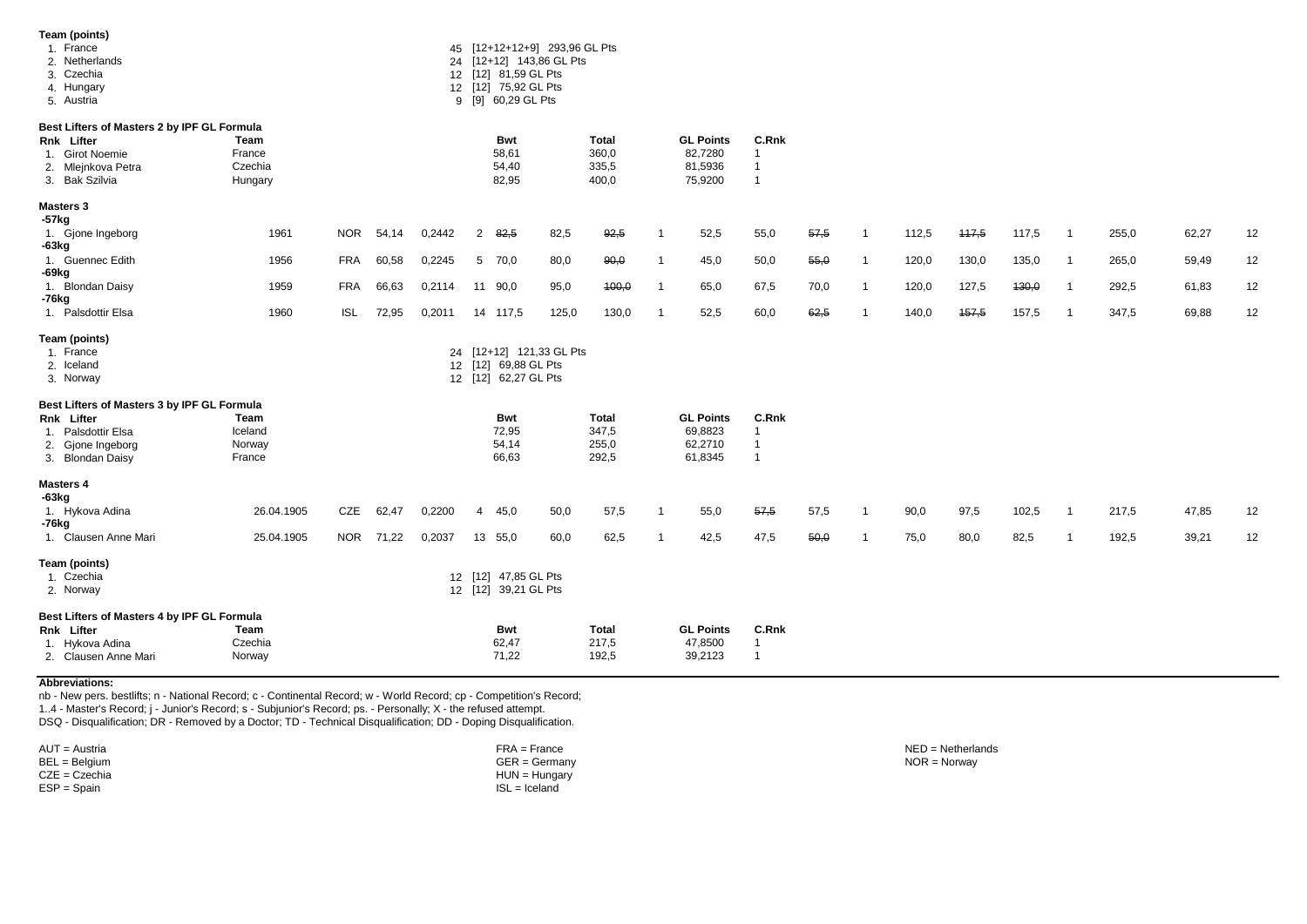**Team (points)**

| | | |
|---|---|---|
| 1. France | 45 | [12+12+12+9] 293,96 GL Pts |
| 2. Netherlands | 24 | [12+12] 143,86 GL Pts |
| 3. Czechia | 12 | [12] 81,59 GL Pts |
| 4. Hungary | 12 | [12] 75,92 GL Pts |
| 5. Austria | 9 | [9] 60,29 GL Pts |

**Best Lifters of Masters 2 by IPF GL Formula**

| Rnk Lifter | Team | Bwt | Total | GL Points | C.Rnk |
|---|---|---|---|---|---|
| 1. Girot Noemie | France | 58,61 | 360,0 | 82,7280 | 1 |
| 2. Mlejnkova Petra | Czechia | 54,40 | 335,5 | 81,5936 | 1 |
| 3. Bak Szilvia | Hungary | 82,95 | 400,0 | 75,9200 | 1 |

**Masters 3**

| | | | | | | | | | | | | | | | | | | | | | |
|---|---|---|---|---|---|---|---|---|---|---|---|---|---|---|---|---|---|---|---|---|---|
| **-57kg** | | | | | | | | | | | | | | | | | | | | | |
| 1. Gjone Ingeborg | 1961 | NOR | 54,14 | 0,2442 | 2 | ~~82,5~~ | 82,5 | ~~92,5~~ | 1 | 52,5 | 55,0 | ~~57,5~~ | 1 | 112,5 | ~~117,5~~ | 117,5 | 1 | 255,0 | 62,27 | 12 |
| **-63kg** | | | | | | | | | | | | | | | | | | | | | |
| 1. Guennec Edith | 1956 | FRA | 60,58 | 0,2245 | 5 | 70,0 | 80,0 | ~~90,0~~ | 1 | 45,0 | 50,0 | ~~55,0~~ | 1 | 120,0 | 130,0 | 135,0 | 1 | 265,0 | 59,49 | 12 |
| **-69kg** | | | | | | | | | | | | | | | | | | | | | |
| 1. Blondan Daisy | 1959 | FRA | 66,63 | 0,2114 | 11 | 90,0 | 95,0 | ~~100,0~~ | 1 | 65,0 | 67,5 | 70,0 | 1 | 120,0 | 127,5 | ~~130,0~~ | 1 | 292,5 | 61,83 | 12 |
| **-76kg** | | | | | | | | | | | | | | | | | | | | | |
| 1. Palsdottir Elsa | 1960 | ISL | 72,95 | 0,2011 | 14 | 117,5 | 125,0 | 130,0 | 1 | 52,5 | 60,0 | ~~62,5~~ | 1 | 140,0 | ~~157,5~~ | 157,5 | 1 | 347,5 | 69,88 | 12 |

**Team (points)**

| | | |
|---|---|---|
| 1. France | 24 | [12+12] 121,33 GL Pts |
| 2. Iceland | 12 | [12] 69,88 GL Pts |
| 3. Norway | 12 | [12] 62,27 GL Pts |

**Best Lifters of Masters 3 by IPF GL Formula**

| Rnk Lifter | Team | Bwt | Total | GL Points | C.Rnk |
|---|---|---|---|---|---|
| 1. Palsdottir Elsa | Iceland | 72,95 | 347,5 | 69,8823 | 1 |
| 2. Gjone Ingeborg | Norway | 54,14 | 255,0 | 62,2710 | 1 |
| 3. Blondan Daisy | France | 66,63 | 292,5 | 61,8345 | 1 |

**Masters 4**

| | | | | | | | | | | | | | | | | | | | | |
|---|---|---|---|---|---|---|---|---|---|---|---|---|---|---|---|---|---|---|---|---|
| **-63kg** | | | | | | | | | | | | | | | | | | | | |
| 1. Hykova Adina | 26.04.1905 | CZE | 62,47 | 0,2200 | 4 | 45,0 | 50,0 | 57,5 | 1 | 55,0 | ~~57,5~~ | 57,5 | 1 | 90,0 | 97,5 | 102,5 | 1 | 217,5 | 47,85 | 12 |
| **-76kg** | | | | | | | | | | | | | | | | | | | | |
| 1. Clausen Anne Mari | 25.04.1905 | NOR | 71,22 | 0,2037 | 13 | 55,0 | 60,0 | 62,5 | 1 | 42,5 | 47,5 | ~~50,0~~ | 1 | 75,0 | 80,0 | 82,5 | 1 | 192,5 | 39,21 | 12 |

**Team (points)**

| | | |
|---|---|---|
| 1. Czechia | 12 | [12] 47,85 GL Pts |
| 2. Norway | 12 | [12] 39,21 GL Pts |

**Best Lifters of Masters 4 by IPF GL Formula**

| Rnk Lifter | Team | Bwt | Total | GL Points | C.Rnk |
|---|---|---|---|---|---|
| 1. Hykova Adina | Czechia | 62,47 | 217,5 | 47,8500 | 1 |
| 2. Clausen Anne Mari | Norway | 71,22 | 192,5 | 39,2123 | 1 |

**Abbreviations:**

nb - New pers. bestlifts; n - National Record; c - Continental Record; w - World Record; cp - Competition's Record;
1..4 - Master's Record; j - Junior's Record; s - Subjunior's Record; ps. - Personally; X - the refused attempt.
DSQ - Disqualification; DR - Removed by a Doctor; TD - Technical Disqualification; DD - Doping Disqualification.

AUT = Austria
BEL = Belgium
CZE = Czechia
ESP = Spain
FRA = France
GER = Germany
HUN = Hungary
ISL = Iceland
NED = Netherlands
NOR = Norway